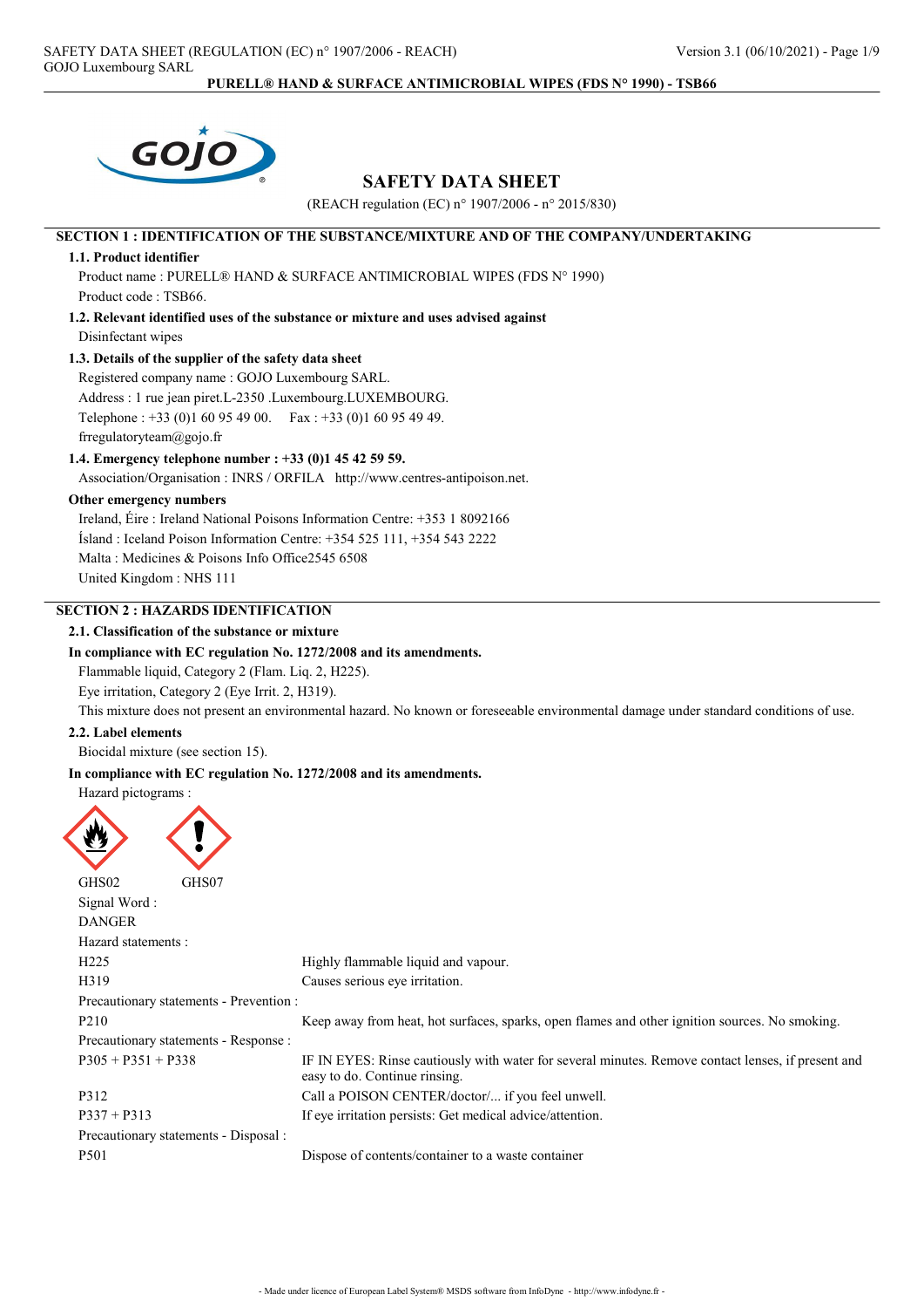# SAFETY DATA SHEET

(REACH regulation (EC) n° 1907/2006 - n° 2015/830)

## SECTION 1 : IDENTIFICATION OF THE SUBSTANCE/MIXTURE AND OF THE COMPANY/UNDERTAKING

### 1.1. Product identifier

Product name : PURELL® HAND & SURFACE ANTIMICROBIAL WIPES (FDS N° 1990)

Product code : TSB66.

### 1.2. Relevant identified uses of the substance or mixture and uses advised against

Disinfectant wipes

### 1.3. Details of the supplier of the safety data sheet

Registered company name : GOJO Luxembourg SARL.

Address : 1 rue jean piret.L-2350 .Luxembourg.LUXEMBOURG.

Telephone : +33 (0)1 60 95 49 00. Fax : +33 (0)1 60 95 49 49.

frregulatoryteam@gojo.fr

### 1.4. Emergency telephone number : +33 (0)1 45 42 59 59.

Association/Organisation : INRS / ORFILA http://www.centres-antipoison.net.

**Other emergency numbers**

Ireland, Éire : Ireland National Poisons Information Centre: +353 1 8092166

Ísland : Iceland Poison Information Centre: +354 525 111, +354 543 2222

Malta : Medicines & Poisons Info Office2545 6508

United Kingdom : NHS 111

## SECTION 2 : HAZARDS IDENTIFICATION

### 2.1. Classification of the substance or mixture

**In compliance with EC regulation No. 1272/2008 and its amendments.**

Flammable liquid, Category 2 (Flam. Liq. 2, H225).

Eye irritation, Category 2 (Eye Irrit. 2, H319).

This mixture does not present an environmental hazard. No known or foreseeable environmental damage under standard conditions of use.

### 2.2. Label elements

Biocidal mixture (see section 15).

**In compliance with EC regulation No. 1272/2008 and its amendments.**

Hazard pictograms :

GHS02 GHS07

Signal Word :

DANGER

Hazard statements :

| | |
|---|---|
| H225 | Highly flammable liquid and vapour. |
| H319 | Causes serious eye irritation. |

Precautionary statements - Prevention :

| | |
|---|---|
| P210 | Keep away from heat, hot surfaces, sparks, open flames and other ignition sources. No smoking. |

Precautionary statements - Response :

| | |
|---|---|
| P305 + P351 + P338 | IF IN EYES: Rinse cautiously with water for several minutes. Remove contact lenses, if present and easy to do. Continue rinsing. |
| P312 | Call a POISON CENTER/doctor/... if you feel unwell. |
| P337 + P313 | If eye irritation persists: Get medical advice/attention. |

Precautionary statements - Disposal :

| | |
|---|---|
| P501 | Dispose of contents/container to a waste container |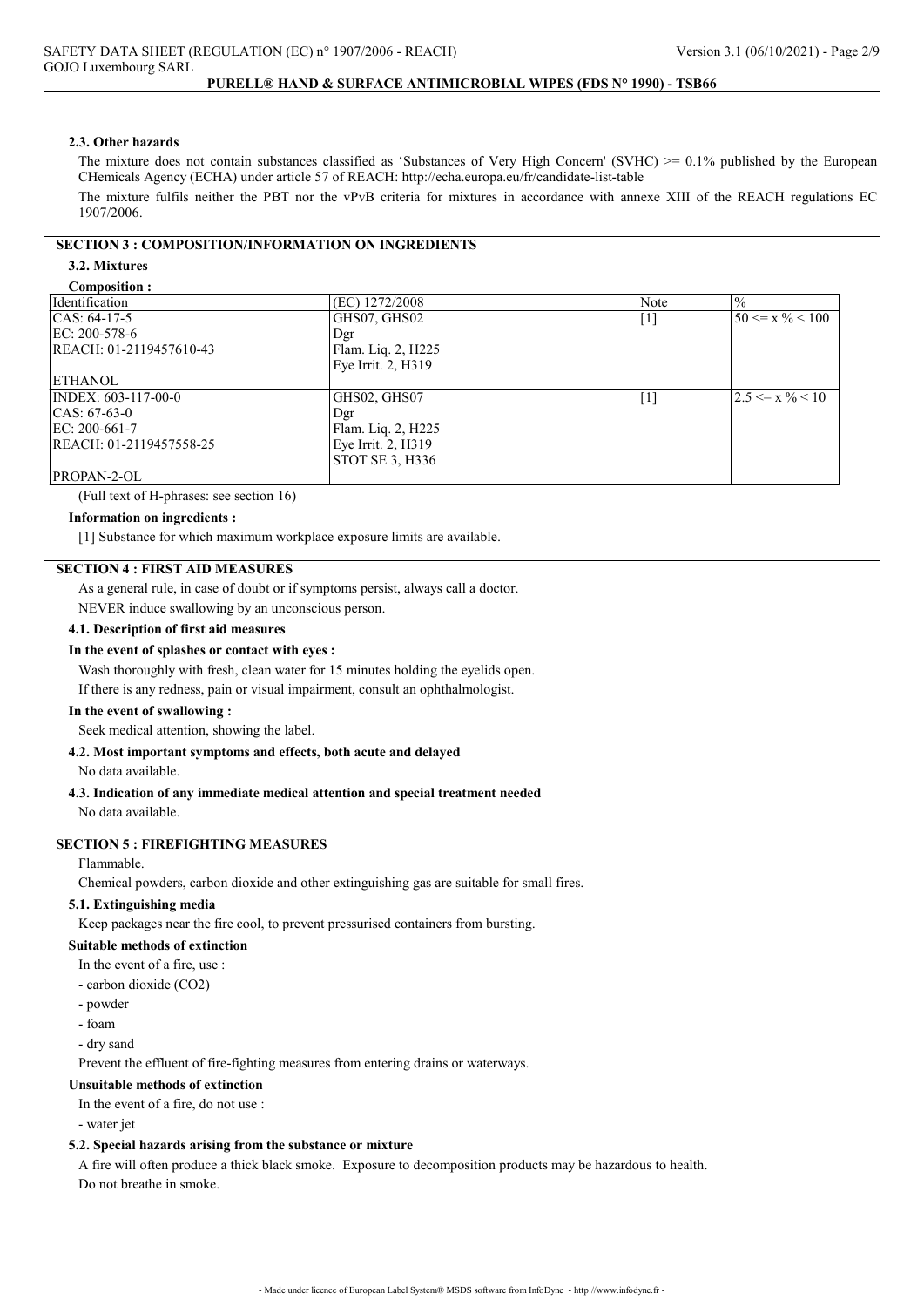### 2.3. Other hazards

The mixture does not contain substances classified as 'Substances of Very High Concern' (SVHC) >= 0.1% published by the European CHemicals Agency (ECHA) under article 57 of REACH: http://echa.europa.eu/fr/candidate-list-table

The mixture fulfils neither the PBT nor the vPvB criteria for mixtures in accordance with annexe XIII of the REACH regulations EC 1907/2006.

## SECTION 3 : COMPOSITION/INFORMATION ON INGREDIENTS

### 3.2. Mixtures

**Composition :**

| Identification | (EC) 1272/2008 | Note | % |
|---|---|---|---|
| CAS: 64-17-5<br>EC: 200-578-6<br>REACH: 01-2119457610-43<br><br>ETHANOL | GHS07, GHS02<br>Dgr<br>Flam. Liq. 2, H225<br>Eye Irrit. 2, H319 | [1] | 50 <= x % < 100 |
| INDEX: 603-117-00-0<br>CAS: 67-63-0<br>EC: 200-661-7<br>REACH: 01-2119457558-25<br><br>PROPAN-2-OL | GHS02, GHS07<br>Dgr<br>Flam. Liq. 2, H225<br>Eye Irrit. 2, H319<br>STOT SE 3, H336 | [1] | 2.5 <= x % < 10 |

(Full text of H-phrases: see section 16)

**Information on ingredients :**

[1] Substance for which maximum workplace exposure limits are available.

## SECTION 4 : FIRST AID MEASURES

As a general rule, in case of doubt or if symptoms persist, always call a doctor.

NEVER induce swallowing by an unconscious person.

### 4.1. Description of first aid measures

**In the event of splashes or contact with eyes :**

Wash thoroughly with fresh, clean water for 15 minutes holding the eyelids open.

If there is any redness, pain or visual impairment, consult an ophthalmologist.

**In the event of swallowing :**

Seek medical attention, showing the label.

### 4.2. Most important symptoms and effects, both acute and delayed

No data available.

### 4.3. Indication of any immediate medical attention and special treatment needed

No data available.

## SECTION 5 : FIREFIGHTING MEASURES

Flammable.

Chemical powders, carbon dioxide and other extinguishing gas are suitable for small fires.

### 5.1. Extinguishing media

Keep packages near the fire cool, to prevent pressurised containers from bursting.

**Suitable methods of extinction**

In the event of a fire, use :

- carbon dioxide ($CO_2$)
- powder
- foam
- dry sand

Prevent the effluent of fire-fighting measures from entering drains or waterways.

**Unsuitable methods of extinction**

In the event of a fire, do not use :

- water jet

### 5.2. Special hazards arising from the substance or mixture

A fire will often produce a thick black smoke. Exposure to decomposition products may be hazardous to health.

Do not breathe in smoke.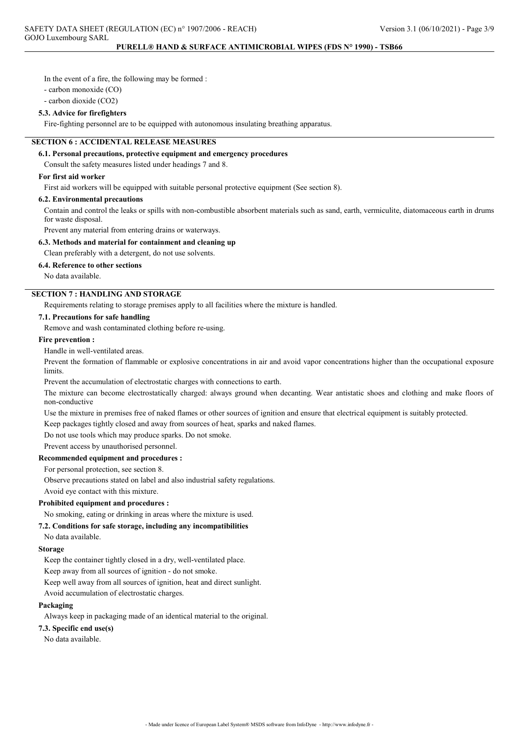In the event of a fire, the following may be formed :

- carbon monoxide (CO)
- carbon dioxide ($CO_2$)

### 5.3. Advice for firefighters

Fire-fighting personnel are to be equipped with autonomous insulating breathing apparatus.

## SECTION 6 : ACCIDENTAL RELEASE MEASURES

### 6.1. Personal precautions, protective equipment and emergency procedures

Consult the safety measures listed under headings 7 and 8.

**For first aid worker**

First aid workers will be equipped with suitable personal protective equipment (See section 8).

### 6.2. Environmental precautions

Contain and control the leaks or spills with non-combustible absorbent materials such as sand, earth, vermiculite, diatomaceous earth in drums for waste disposal.

Prevent any material from entering drains or waterways.

### 6.3. Methods and material for containment and cleaning up

Clean preferably with a detergent, do not use solvents.

### 6.4. Reference to other sections

No data available.

## SECTION 7 : HANDLING AND STORAGE

Requirements relating to storage premises apply to all facilities where the mixture is handled.

### 7.1. Precautions for safe handling

Remove and wash contaminated clothing before re-using.

**Fire prevention :**

Handle in well-ventilated areas.

Prevent the formation of flammable or explosive concentrations in air and avoid vapor concentrations higher than the occupational exposure limits.

Prevent the accumulation of electrostatic charges with connections to earth.

The mixture can become electrostatically charged: always ground when decanting. Wear antistatic shoes and clothing and make floors of non-conductive

Use the mixture in premises free of naked flames or other sources of ignition and ensure that electrical equipment is suitably protected.

Keep packages tightly closed and away from sources of heat, sparks and naked flames.

Do not use tools which may produce sparks. Do not smoke.

Prevent access by unauthorised personnel.

**Recommended equipment and procedures :**

For personal protection, see section 8.

Observe precautions stated on label and also industrial safety regulations.

Avoid eye contact with this mixture.

**Prohibited equipment and procedures :**

No smoking, eating or drinking in areas where the mixture is used.

### 7.2. Conditions for safe storage, including any incompatibilities

No data available.

**Storage**

Keep the container tightly closed in a dry, well-ventilated place.

Keep away from all sources of ignition - do not smoke.

Keep well away from all sources of ignition, heat and direct sunlight.

Avoid accumulation of electrostatic charges.

**Packaging**

Always keep in packaging made of an identical material to the original.

### 7.3. Specific end use(s)

No data available.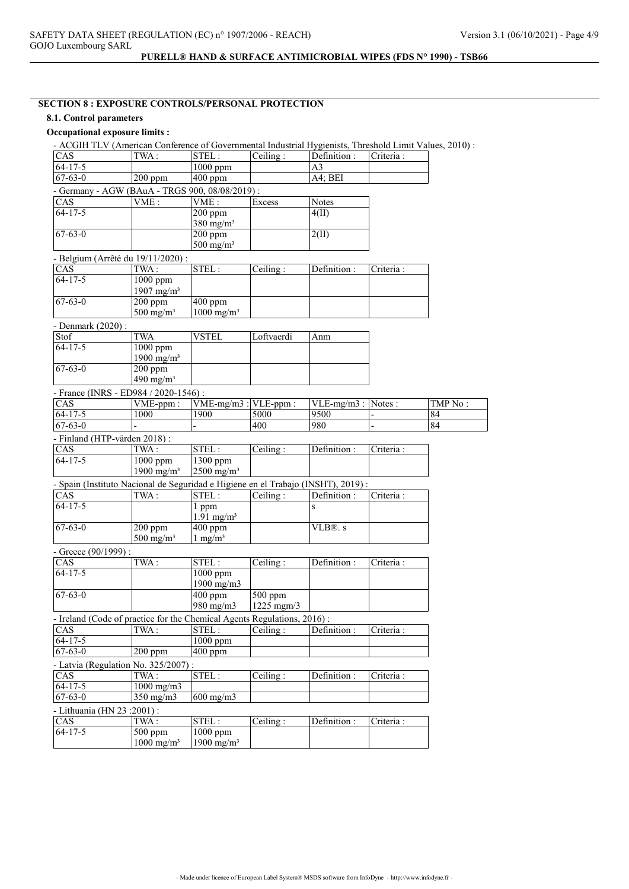## SECTION 8 : EXPOSURE CONTROLS/PERSONAL PROTECTION

### 8.1. Control parameters

**Occupational exposure limits :**

- ACGIH TLV (American Conference of Governmental Industrial Hygienists, Threshold Limit Values, 2010) :

| CAS | TWA : | STEL : | Ceiling : | Definition : | Criteria : |
|---|---|---|---|---|---|
| 64-17-5 | | 1000 ppm | | A3 | |
| 67-63-0 | 200 ppm | 400 ppm | | A4; BEI | |

- Germany - AGW (BAuA - TRGS 900, 08/08/2019) :

| CAS | VME : | VME : | Excess | Notes |
|---|---|---|---|---|
| 64-17-5 | | 200 ppm 380 mg/m³ | | 4(II) |
| 67-63-0 | | 200 ppm 500 mg/m³ | | 2(II) |

- Belgium (Arrêté du 19/11/2020) :

| CAS | TWA : | STEL : | Ceiling : | Definition : | Criteria : |
|---|---|---|---|---|---|
| 64-17-5 | 1000 ppm 1907 mg/m³ | | | | |
| 67-63-0 | 200 ppm 500 mg/m³ | 400 ppm 1000 mg/m³ | | | |

- Denmark (2020) :

| Stof | TWA | VSTEL | Loftvaerdi | Anm |
|---|---|---|---|---|
| 64-17-5 | 1000 ppm 1900 mg/m³ | | | |
| 67-63-0 | 200 ppm 490 mg/m³ | | | |

- France (INRS - ED984 / 2020-1546) :

| CAS | VME-ppm : | VME-mg/m3 : | VLE-ppm : | VLE-mg/m3 : | Notes : | TMP No : |
|---|---|---|---|---|---|---|
| 64-17-5 | 1000 | 1900 | 5000 | 9500 | - | 84 |
| 67-63-0 | - | - | 400 | 980 | - | 84 |

- Finland (HTP-värden 2018) :

| CAS | TWA : | STEL : | Ceiling : | Definition : | Criteria : |
|---|---|---|---|---|---|
| 64-17-5 | 1000 ppm 1900 mg/m³ | 1300 ppm 2500 mg/m³ | | | |

- Spain (Instituto Nacional de Seguridad e Higiene en el Trabajo (INSHT), 2019) :

| CAS | TWA : | STEL : | Ceiling : | Definition : | Criteria : |
|---|---|---|---|---|---|
| 64-17-5 | | 1 ppm 1.91 mg/m³ | | s | |
| 67-63-0 | 200 ppm 500 mg/m³ | 400 ppm 1 mg/m³ | | VLB®. s | |

- Greece (90/1999) :

| CAS | TWA : | STEL : | Ceiling : | Definition : | Criteria : |
|---|---|---|---|---|---|
| 64-17-5 | | 1000 ppm 1900 mg/m3 | | | |
| 67-63-0 | | 400 ppm 980 mg/m3 | 500 ppm 1225 mgm/3 | | |

- Ireland (Code of practice for the Chemical Agents Regulations, 2016) :

| CAS | TWA : | STEL : | Ceiling : | Definition : | Criteria : |
|---|---|---|---|---|---|
| 64-17-5 | | 1000 ppm | | | |
| 67-63-0 | 200 ppm | 400 ppm | | | |

- Latvia (Regulation No. 325/2007) :

| CAS | TWA : | STEL : | Ceiling : | Definition : | Criteria : |
|---|---|---|---|---|---|
| 64-17-5 | 1000 mg/m3 | | | | |
| 67-63-0 | 350 mg/m3 | 600 mg/m3 | | | |

- Lithuania (HN 23 :2001) :

| CAS | TWA : | STEL : | Ceiling : | Definition : | Criteria : |
|---|---|---|---|---|---|
| 64-17-5 | 500 ppm 1000 mg/m³ | 1000 ppm 1900 mg/m³ | | | |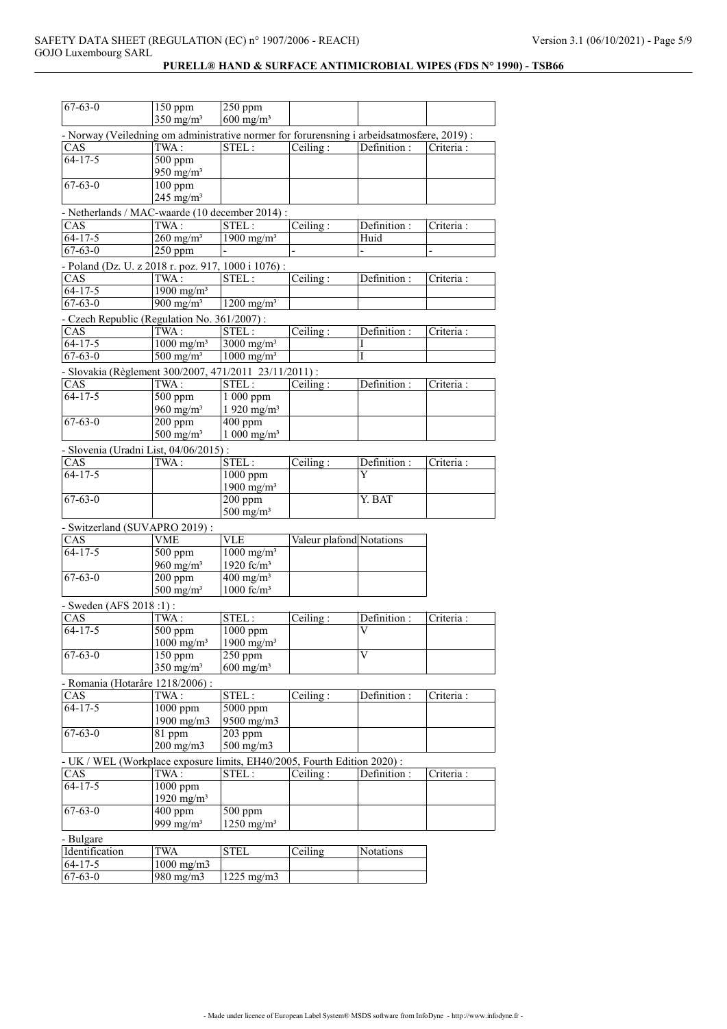| 67-63-0 | 150 ppm<br>350 mg/m³ | 250 ppm<br>600 mg/m³ | | | |
|---|---|---|---|---|---|

- Norway (Veiledning om administrative normer for forurensning i arbeidsatmosfære, 2019) :

| CAS | TWA : | STEL : | Ceiling : | Definition : | Criteria : |
|---|---|---|---|---|---|
| 64-17-5 | 500 ppm<br>950 mg/m³ | | | | |
| 67-63-0 | 100 ppm<br>245 mg/m³ | | | | |

- Netherlands / MAC-waarde (10 december 2014) :

| CAS | TWA : | STEL : | Ceiling : | Definition : | Criteria : |
|---|---|---|---|---|---|
| 64-17-5 | 260 mg/m³ | 1900 mg/m³ | | Huid | |
| 67-63-0 | 250 ppm | - | - | - | - |

- Poland (Dz. U. z 2018 r. poz. 917, 1000 i 1076) :

| CAS | TWA : | STEL : | Ceiling : | Definition : | Criteria : |
|---|---|---|---|---|---|
| 64-17-5 | 1900 mg/m³ | | | | |
| 67-63-0 | 900 mg/m³ | 1200 mg/m³ | | | |

- Czech Republic (Regulation No. 361/2007) :

| CAS | TWA : | STEL : | Ceiling : | Definition : | Criteria : |
|---|---|---|---|---|---|
| 64-17-5 | 1000 mg/m³ | 3000 mg/m³ | | I | |
| 67-63-0 | 500 mg/m³ | 1000 mg/m³ | | I | |

- Slovakia (Règlement 300/2007, 471/2011 23/11/2011) :

| CAS | TWA : | STEL : | Ceiling : | Definition : | Criteria : |
|---|---|---|---|---|---|
| 64-17-5 | 500 ppm<br>960 mg/m³ | 1 000 ppm<br>1 920 mg/m³ | | | |
| 67-63-0 | 200 ppm<br>500 mg/m³ | 400 ppm<br>1 000 mg/m³ | | | |

- Slovenia (Uradni List, 04/06/2015) :

| CAS | TWA : | STEL : | Ceiling : | Definition : | Criteria : |
|---|---|---|---|---|---|
| 64-17-5 | | 1000 ppm<br>1900 mg/m³ | | Y | |
| 67-63-0 | | 200 ppm<br>500 mg/m³ | | Y. BAT | |

- Switzerland (SUVAPRO 2019) :

| CAS | VME | VLE | Valeur plafond | Notations |
|---|---|---|---|---|
| 64-17-5 | 500 ppm<br>960 mg/m³ | 1000 mg/m³<br>1920 fc/m³ | | |
| 67-63-0 | 200 ppm<br>500 mg/m³ | 400 mg/m³<br>1000 fc/m³ | | |

- Sweden (AFS 2018 :1) :

| CAS | TWA : | STEL : | Ceiling : | Definition : | Criteria : |
|---|---|---|---|---|---|
| 64-17-5 | 500 ppm<br>1000 mg/m³ | 1000 ppm<br>1900 mg/m³ | | V | |
| 67-63-0 | 150 ppm<br>350 mg/m³ | 250 ppm<br>600 mg/m³ | | V | |

- Romania (Hotarâre 1218/2006) :

| CAS | TWA : | STEL : | Ceiling : | Definition : | Criteria : |
|---|---|---|---|---|---|
| 64-17-5 | 1000 ppm<br>1900 mg/m3 | 5000 ppm<br>9500 mg/m3 | | | |
| 67-63-0 | 81 ppm<br>200 mg/m3 | 203 ppm<br>500 mg/m3 | | | |

- UK / WEL (Workplace exposure limits, EH40/2005, Fourth Edition 2020) :

| CAS | TWA : | STEL : | Ceiling : | Definition : | Criteria : |
|---|---|---|---|---|---|
| 64-17-5 | 1000 ppm<br>1920 mg/m³ | | | | |
| 67-63-0 | 400 ppm<br>999 mg/m³ | 500 ppm<br>1250 mg/m³ | | | |

- Bulgare

| Identification | TWA | STEL | Ceiling | Notations |
|---|---|---|---|---|
| 64-17-5 | 1000 mg/m3 | | | |
| 67-63-0 | 980 mg/m3 | 1225 mg/m3 | | |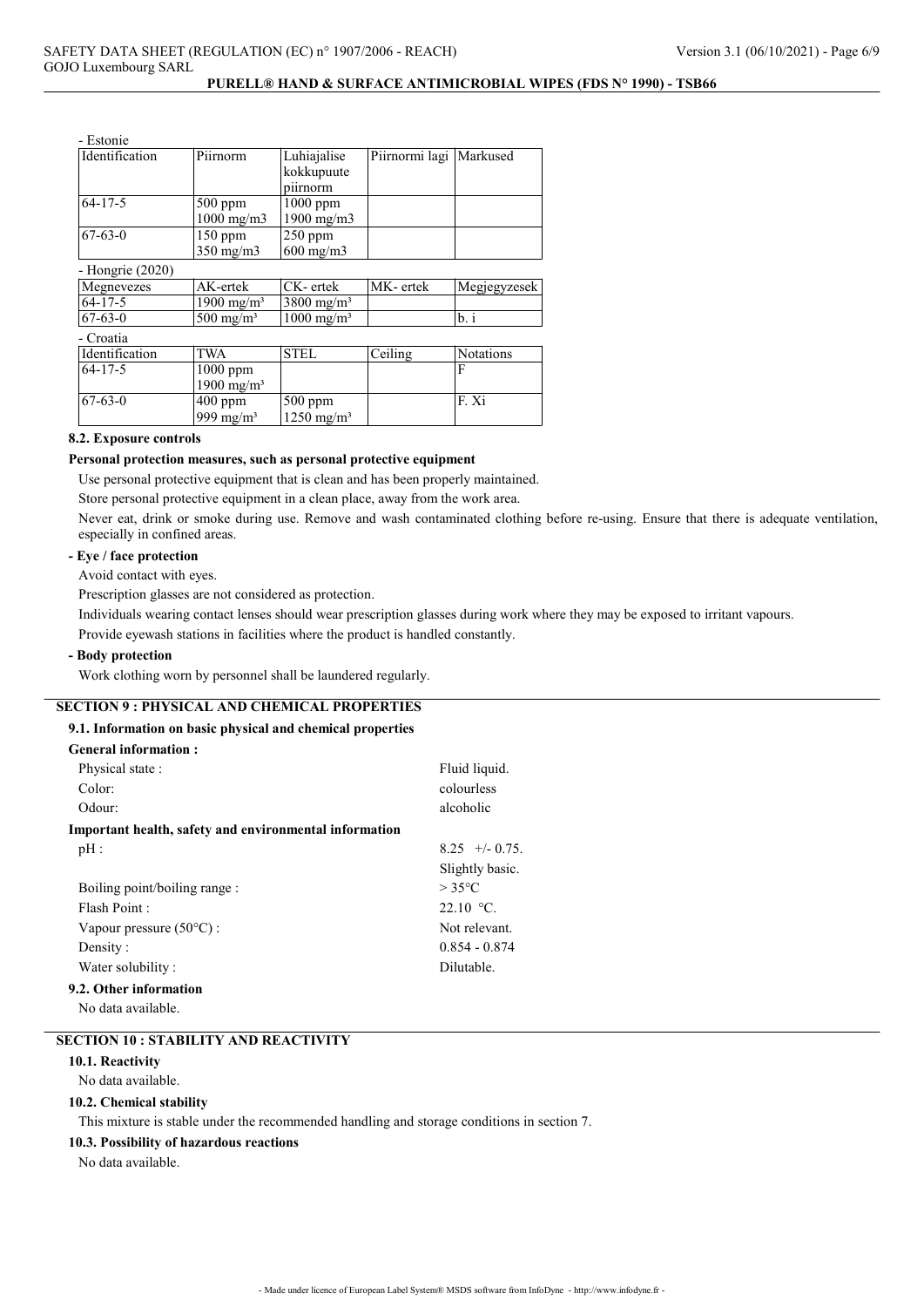- Estonie

| Identification | Piirnorm | Luhiajalise kokkupuute piirnorm | Piirnormi lagi | Markused |
| --- | --- | --- | --- | --- |
| 64-17-5 | 500 ppm 1000 mg/m3 | 1000 ppm 1900 mg/m3 | | |
| 67-63-0 | 150 ppm 350 mg/m3 | 250 ppm 600 mg/m3 | | |

- Hongrie (2020)

| Megnevezes | AK-ertek | CK- ertek | MK- ertek | Megjegyzesek |
| --- | --- | --- | --- | --- |
| 64-17-5 | 1900 mg/m³ | 3800 mg/m³ | | |
| 67-63-0 | 500 mg/m³ | 1000 mg/m³ | | b. i |

- Croatia

| Identification | TWA | STEL | Ceiling | Notations |
| --- | --- | --- | --- | --- |
| 64-17-5 | 1000 ppm 1900 mg/m³ | | | F |
| 67-63-0 | 400 ppm 999 mg/m³ | 500 ppm 1250 mg/m³ | | F. Xi |

### 8.2. Exposure controls

**Personal protection measures, such as personal protective equipment**

Use personal protective equipment that is clean and has been properly maintained.

Store personal protective equipment in a clean place, away from the work area.

Never eat, drink or smoke during use. Remove and wash contaminated clothing before re-using. Ensure that there is adequate ventilation, especially in confined areas.

**- Eye / face protection**

Avoid contact with eyes.

Prescription glasses are not considered as protection.

Individuals wearing contact lenses should wear prescription glasses during work where they may be exposed to irritant vapours.

Provide eyewash stations in facilities where the product is handled constantly.

**- Body protection**

Work clothing worn by personnel shall be laundered regularly.

## SECTION 9 : PHYSICAL AND CHEMICAL PROPERTIES

### 9.1. Information on basic physical and chemical properties

**General information :**

| | |
| --- | --- |
| Physical state : | Fluid liquid. |
| Color: | colourless |
| Odour: | alcoholic |

**Important health, safety and environmental information**

| | |
| --- | --- |
| pH : | 8.25 +/- 0.75. Slightly basic. |
| Boiling point/boiling range : | > 35°C |
| Flash Point : | 22.10 °C. |
| Vapour pressure (50°C) : | Not relevant. |
| Density : | 0.854 - 0.874 |
| Water solubility : | Dilutable. |

### 9.2. Other information

No data available.

## SECTION 10 : STABILITY AND REACTIVITY

### 10.1. Reactivity

No data available.

### 10.2. Chemical stability

This mixture is stable under the recommended handling and storage conditions in section 7.

### 10.3. Possibility of hazardous reactions

No data available.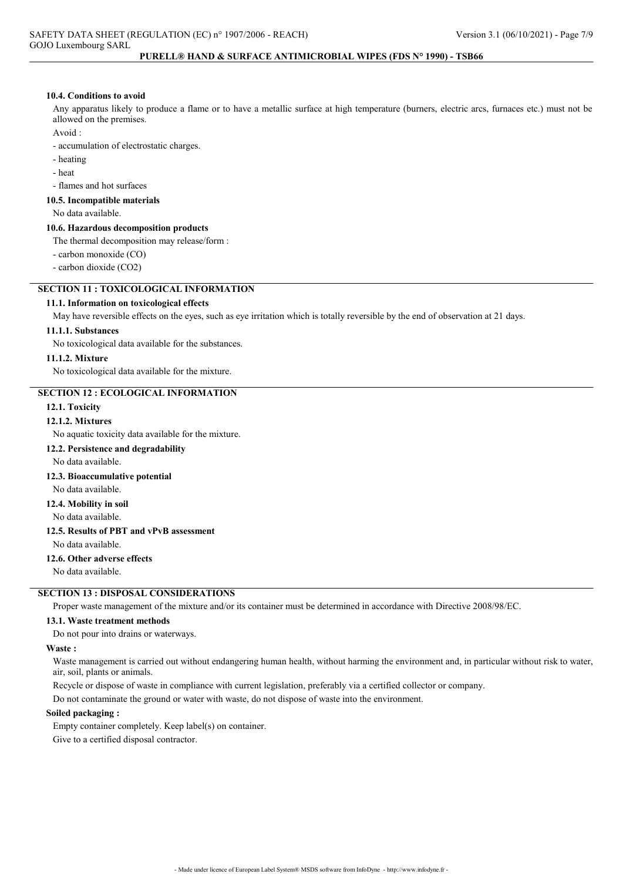#### 10.4. Conditions to avoid

Any apparatus likely to produce a flame or to have a metallic surface at high temperature (burners, electric arcs, furnaces etc.) must not be allowed on the premises.

Avoid :

- accumulation of electrostatic charges.
- heating
- heat
- flames and hot surfaces

#### 10.5. Incompatible materials

No data available.

#### 10.6. Hazardous decomposition products

The thermal decomposition may release/form :

- carbon monoxide (CO)
- carbon dioxide ($CO_2$)

## SECTION 11 : TOXICOLOGICAL INFORMATION

#### 11.1. Information on toxicological effects

May have reversible effects on the eyes, such as eye irritation which is totally reversible by the end of observation at 21 days.

#### 11.1.1. Substances

No toxicological data available for the substances.

#### 11.1.2. Mixture

No toxicological data available for the mixture.

## SECTION 12 : ECOLOGICAL INFORMATION

#### 12.1. Toxicity

#### 12.1.2. Mixtures

No aquatic toxicity data available for the mixture.

#### 12.2. Persistence and degradability

No data available.

#### 12.3. Bioaccumulative potential

No data available.

#### 12.4. Mobility in soil

No data available.

#### 12.5. Results of PBT and vPvB assessment

No data available.

#### 12.6. Other adverse effects

No data available.

## SECTION 13 : DISPOSAL CONSIDERATIONS

Proper waste management of the mixture and/or its container must be determined in accordance with Directive 2008/98/EC.

#### 13.1. Waste treatment methods

Do not pour into drains or waterways.

**Waste :**

Waste management is carried out without endangering human health, without harming the environment and, in particular without risk to water, air, soil, plants or animals.

Recycle or dispose of waste in compliance with current legislation, preferably via a certified collector or company.

Do not contaminate the ground or water with waste, do not dispose of waste into the environment.

**Soiled packaging :**

Empty container completely. Keep label(s) on container.

Give to a certified disposal contractor.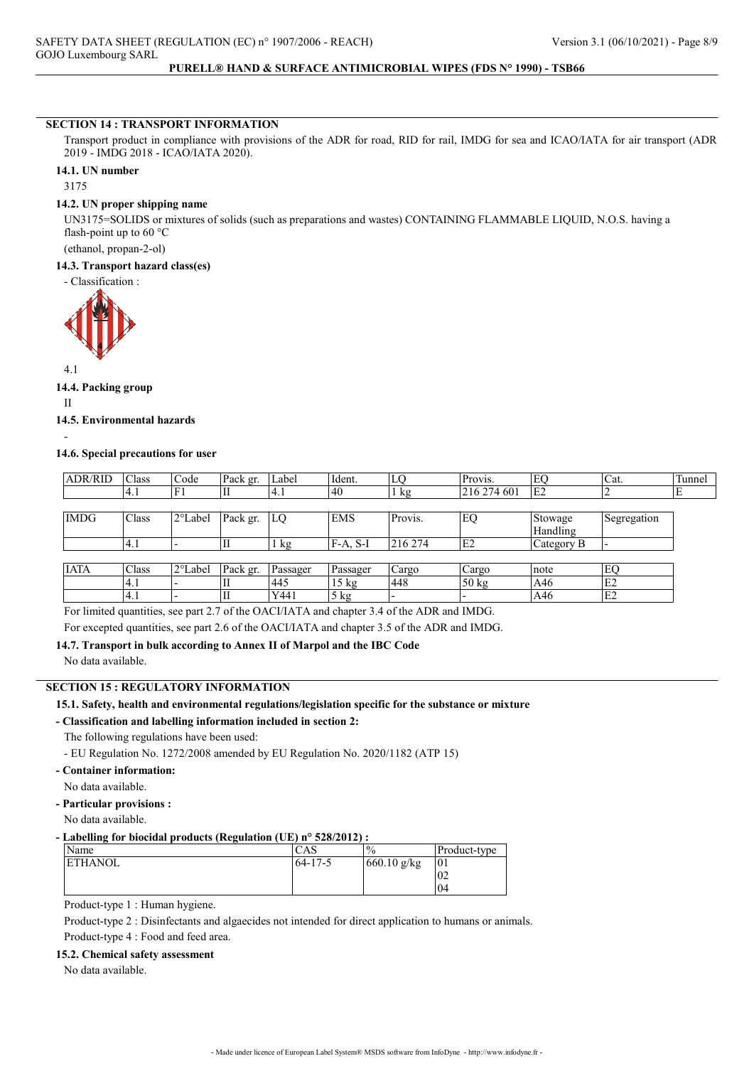## SECTION 14 : TRANSPORT INFORMATION

Transport product in compliance with provisions of the ADR for road, RID for rail, IMDG for sea and ICAO/IATA for air transport (ADR 2019 - IMDG 2018 - ICAO/IATA 2020).

### 14.1. UN number

3175

### 14.2. UN proper shipping name

UN3175=SOLIDS or mixtures of solids (such as preparations and wastes) CONTAINING FLAMMABLE LIQUID, N.O.S. having a flash-point up to 60 °C

(ethanol, propan-2-ol)

### 14.3. Transport hazard class(es)

- Classification :

4.1

### 14.4. Packing group

II

### 14.5. Environmental hazards

-

### 14.6. Special precautions for user

| ADR/RID | Class | Code | Pack gr. | Label | Ident. | LQ | Provis. | EQ | Cat. | Tunnel |
|---|---|---|---|---|---|---|---|---|---|---|
| | 4.1 | F1 | II | 4.1 | 40 | 1 kg | 216 274 601 | E2 | 2 | E |

| IMDG | Class | 2°Label | Pack gr. | LQ | EMS | Provis. | EQ | Stowage Handling | Segregation |
|---|---|---|---|---|---|---|---|---|---|
| | 4.1 | - | II | 1 kg | F-A, S-I | 216 274 | E2 | Category B | - |

| IATA | Class | 2°Label | Pack gr. | Passager | Passager | Cargo | Cargo | note | EQ |
|---|---|---|---|---|---|---|---|---|---|
| | 4.1 | - | II | 445 | 15 kg | 448 | 50 kg | A46 | E2 |
| | 4.1 | - | II | Y441 | 5 kg | - | - | A46 | E2 |

For limited quantities, see part 2.7 of the OACI/IATA and chapter 3.4 of the ADR and IMDG.

For excepted quantities, see part 2.6 of the OACI/IATA and chapter 3.5 of the ADR and IMDG.

### 14.7. Transport in bulk according to Annex II of Marpol and the IBC Code

No data available.

## SECTION 15 : REGULATORY INFORMATION

### 15.1. Safety, health and environmental regulations/legislation specific for the substance or mixture

**- Classification and labelling information included in section 2:**

The following regulations have been used:

- EU Regulation No. 1272/2008 amended by EU Regulation No. 2020/1182 (ATP 15)

**- Container information:**

No data available.

**- Particular provisions :**

No data available.

**- Labelling for biocidal products (Regulation (UE) n° 528/2012) :**

| Name | CAS | % | Product-type |
|---|---|---|---|
| ETHANOL | 64-17-5 | 660.10 g/kg | 01<br>02<br>04 |

Product-type 1 : Human hygiene.

Product-type 2 : Disinfectants and algaecides not intended for direct application to humans or animals.

Product-type 4 : Food and feed area.

### 15.2. Chemical safety assessment

No data available.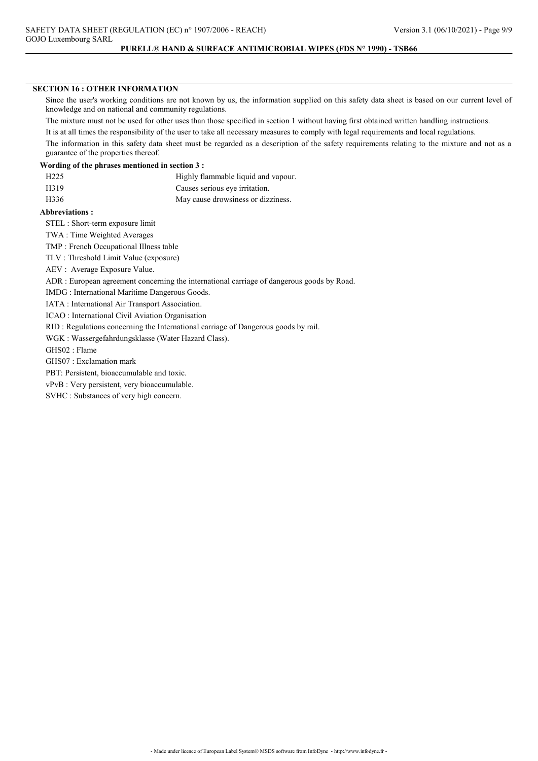## SECTION 16 : OTHER INFORMATION

Since the user's working conditions are not known by us, the information supplied on this safety data sheet is based on our current level of knowledge and on national and community regulations.

The mixture must not be used for other uses than those specified in section 1 without having first obtained written handling instructions.

It is at all times the responsibility of the user to take all necessary measures to comply with legal requirements and local regulations.

The information in this safety data sheet must be regarded as a description of the safety requirements relating to the mixture and not as a guarantee of the properties thereof.

**Wording of the phrases mentioned in section 3 :**

| | |
|---|---|
| H225 | Highly flammable liquid and vapour. |
| H319 | Causes serious eye irritation. |
| H336 | May cause drowsiness or dizziness. |

**Abbreviations :**

STEL : Short-term exposure limit

TWA : Time Weighted Averages

TMP : French Occupational Illness table

TLV : Threshold Limit Value (exposure)

AEV : Average Exposure Value.

ADR : European agreement concerning the international carriage of dangerous goods by Road.

IMDG : International Maritime Dangerous Goods.

IATA : International Air Transport Association.

ICAO : International Civil Aviation Organisation

RID : Regulations concerning the International carriage of Dangerous goods by rail.

WGK : Wassergefahrdungsklasse (Water Hazard Class).

GHS02 : Flame

GHS07 : Exclamation mark

PBT: Persistent, bioaccumulable and toxic.

vPvB : Very persistent, very bioaccumulable.

SVHC : Substances of very high concern.